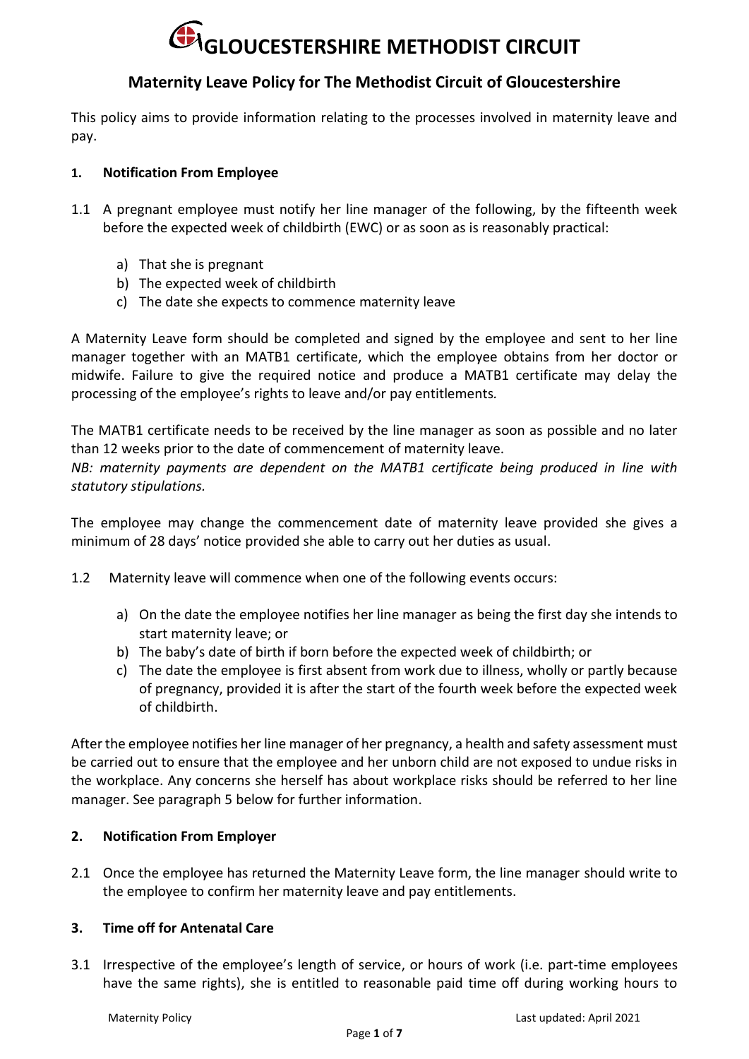# GLOUCESTERSHIRE METHODIST CIRCUIT

## Maternity Leave Policy for The Methodist Circuit of Gloucestershire

This policy aims to provide information relating to the processes involved in maternity leave and pay.

### 1. Notification From Employee

1.1 A pregnant employee must notify her line manager of the following, by the fifteenth week before the expected week of childbirth (EWC) or as soon as is reasonably practical:

a) That she is pregnant
b) The expected week of childbirth
c) The date she expects to commence maternity leave

A Maternity Leave form should be completed and signed by the employee and sent to her line manager together with an MATB1 certificate, which the employee obtains from her doctor or midwife. Failure to give the required notice and produce a MATB1 certificate may delay the processing of the employee's rights to leave and/or pay entitlements.

The MATB1 certificate needs to be received by the line manager as soon as possible and no later than 12 weeks prior to the date of commencement of maternity leave.
*NB: maternity payments are dependent on the MATB1 certificate being produced in line with statutory stipulations.*

The employee may change the commencement date of maternity leave provided she gives a minimum of 28 days' notice provided she able to carry out her duties as usual.

1.2 Maternity leave will commence when one of the following events occurs:

a) On the date the employee notifies her line manager as being the first day she intends to start maternity leave; or
b) The baby's date of birth if born before the expected week of childbirth; or
c) The date the employee is first absent from work due to illness, wholly or partly because of pregnancy, provided it is after the start of the fourth week before the expected week of childbirth.

After the employee notifies her line manager of her pregnancy, a health and safety assessment must be carried out to ensure that the employee and her unborn child are not exposed to undue risks in the workplace. Any concerns she herself has about workplace risks should be referred to her line manager. See paragraph 5 below for further information.

### 2. Notification From Employer

2.1 Once the employee has returned the Maternity Leave form, the line manager should write to the employee to confirm her maternity leave and pay entitlements.

### 3. Time off for Antenatal Care

3.1 Irrespective of the employee's length of service, or hours of work (i.e. part-time employees have the same rights), she is entitled to reasonable paid time off during working hours to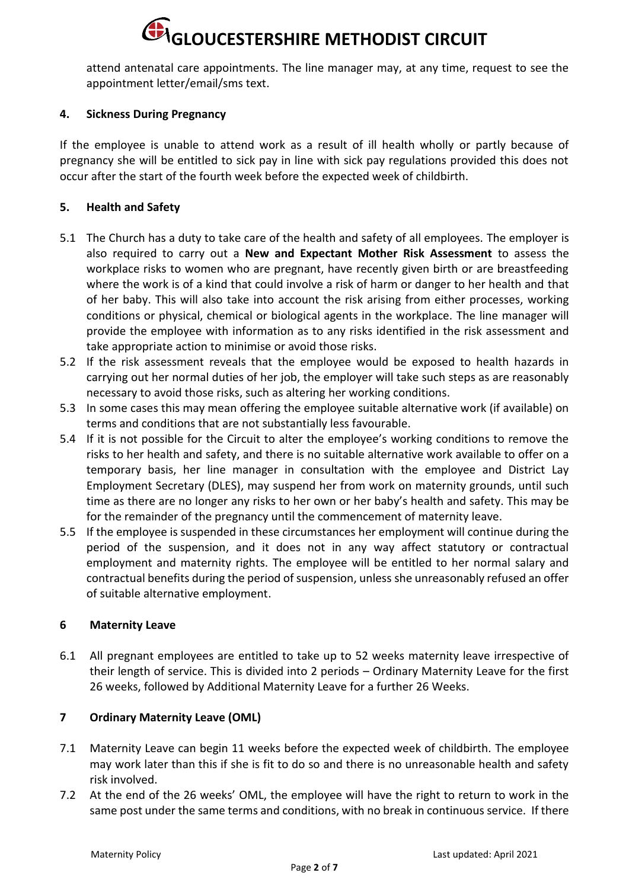attend antenatal care appointments. The line manager may, at any time, request to see the appointment letter/email/sms text.

## 4. Sickness During Pregnancy

If the employee is unable to attend work as a result of ill health wholly or partly because of pregnancy she will be entitled to sick pay in line with sick pay regulations provided this does not occur after the start of the fourth week before the expected week of childbirth.

## 5. Health and Safety

5.1 The Church has a duty to take care of the health and safety of all employees. The employer is also required to carry out a **New and Expectant Mother Risk Assessment** to assess the workplace risks to women who are pregnant, have recently given birth or are breastfeeding where the work is of a kind that could involve a risk of harm or danger to her health and that of her baby. This will also take into account the risk arising from either processes, working conditions or physical, chemical or biological agents in the workplace. The line manager will provide the employee with information as to any risks identified in the risk assessment and take appropriate action to minimise or avoid those risks.

5.2 If the risk assessment reveals that the employee would be exposed to health hazards in carrying out her normal duties of her job, the employer will take such steps as are reasonably necessary to avoid those risks, such as altering her working conditions.

5.3 In some cases this may mean offering the employee suitable alternative work (if available) on terms and conditions that are not substantially less favourable.

5.4 If it is not possible for the Circuit to alter the employee's working conditions to remove the risks to her health and safety, and there is no suitable alternative work available to offer on a temporary basis, her line manager in consultation with the employee and District Lay Employment Secretary (DLES), may suspend her from work on maternity grounds, until such time as there are no longer any risks to her own or her baby's health and safety. This may be for the remainder of the pregnancy until the commencement of maternity leave.

5.5 If the employee is suspended in these circumstances her employment will continue during the period of the suspension, and it does not in any way affect statutory or contractual employment and maternity rights. The employee will be entitled to her normal salary and contractual benefits during the period of suspension, unless she unreasonably refused an offer of suitable alternative employment.

## 6 Maternity Leave

6.1 All pregnant employees are entitled to take up to 52 weeks maternity leave irrespective of their length of service. This is divided into 2 periods – Ordinary Maternity Leave for the first 26 weeks, followed by Additional Maternity Leave for a further 26 Weeks.

## 7 Ordinary Maternity Leave (OML)

7.1 Maternity Leave can begin 11 weeks before the expected week of childbirth. The employee may work later than this if she is fit to do so and there is no unreasonable health and safety risk involved.

7.2 At the end of the 26 weeks' OML, the employee will have the right to return to work in the same post under the same terms and conditions, with no break in continuous service. If there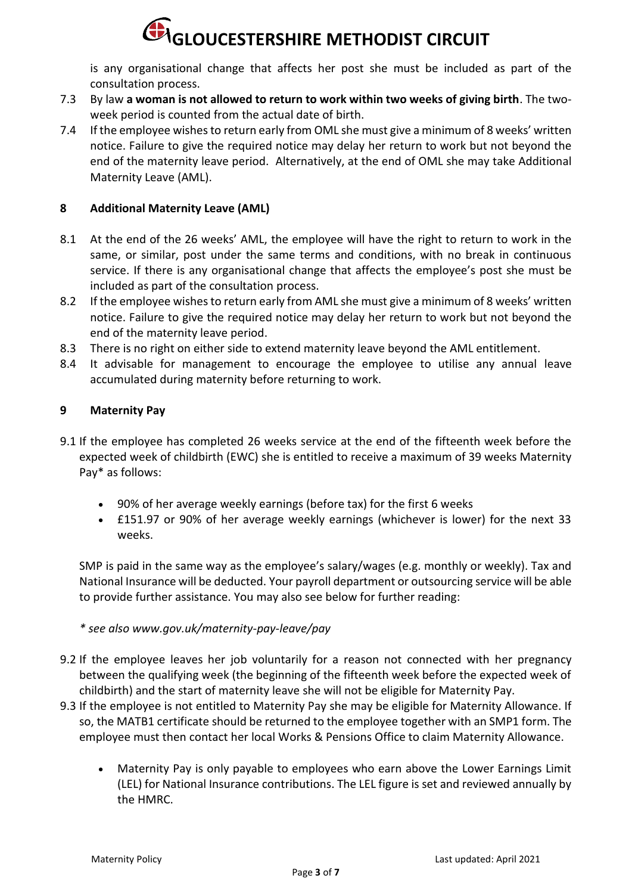is any organisational change that affects her post she must be included as part of the consultation process.

7.3 By law **a woman is not allowed to return to work within two weeks of giving birth**. The two-week period is counted from the actual date of birth.

7.4 If the employee wishes to return early from OML she must give a minimum of 8 weeks' written notice. Failure to give the required notice may delay her return to work but not beyond the end of the maternity leave period. Alternatively, at the end of OML she may take Additional Maternity Leave (AML).

## 8 Additional Maternity Leave (AML)

8.1 At the end of the 26 weeks' AML, the employee will have the right to return to work in the same, or similar, post under the same terms and conditions, with no break in continuous service. If there is any organisational change that affects the employee's post she must be included as part of the consultation process.

8.2 If the employee wishes to return early from AML she must give a minimum of 8 weeks' written notice. Failure to give the required notice may delay her return to work but not beyond the end of the maternity leave period.

8.3 There is no right on either side to extend maternity leave beyond the AML entitlement.

8.4 It advisable for management to encourage the employee to utilise any annual leave accumulated during maternity before returning to work.

## 9 Maternity Pay

9.1 If the employee has completed 26 weeks service at the end of the fifteenth week before the expected week of childbirth (EWC) she is entitled to receive a maximum of 39 weeks Maternity Pay* as follows:

- 90% of her average weekly earnings (before tax) for the first 6 weeks
- £151.97 or 90% of her average weekly earnings (whichever is lower) for the next 33 weeks.

SMP is paid in the same way as the employee's salary/wages (e.g. monthly or weekly). Tax and National Insurance will be deducted. Your payroll department or outsourcing service will be able to provide further assistance. You may also see below for further reading:

*\* see also www.gov.uk/maternity-pay-leave/pay*

9.2 If the employee leaves her job voluntarily for a reason not connected with her pregnancy between the qualifying week (the beginning of the fifteenth week before the expected week of childbirth) and the start of maternity leave she will not be eligible for Maternity Pay.

9.3 If the employee is not entitled to Maternity Pay she may be eligible for Maternity Allowance. If so, the MATB1 certificate should be returned to the employee together with an SMP1 form. The employee must then contact her local Works & Pensions Office to claim Maternity Allowance.

- Maternity Pay is only payable to employees who earn above the Lower Earnings Limit (LEL) for National Insurance contributions. The LEL figure is set and reviewed annually by the HMRC.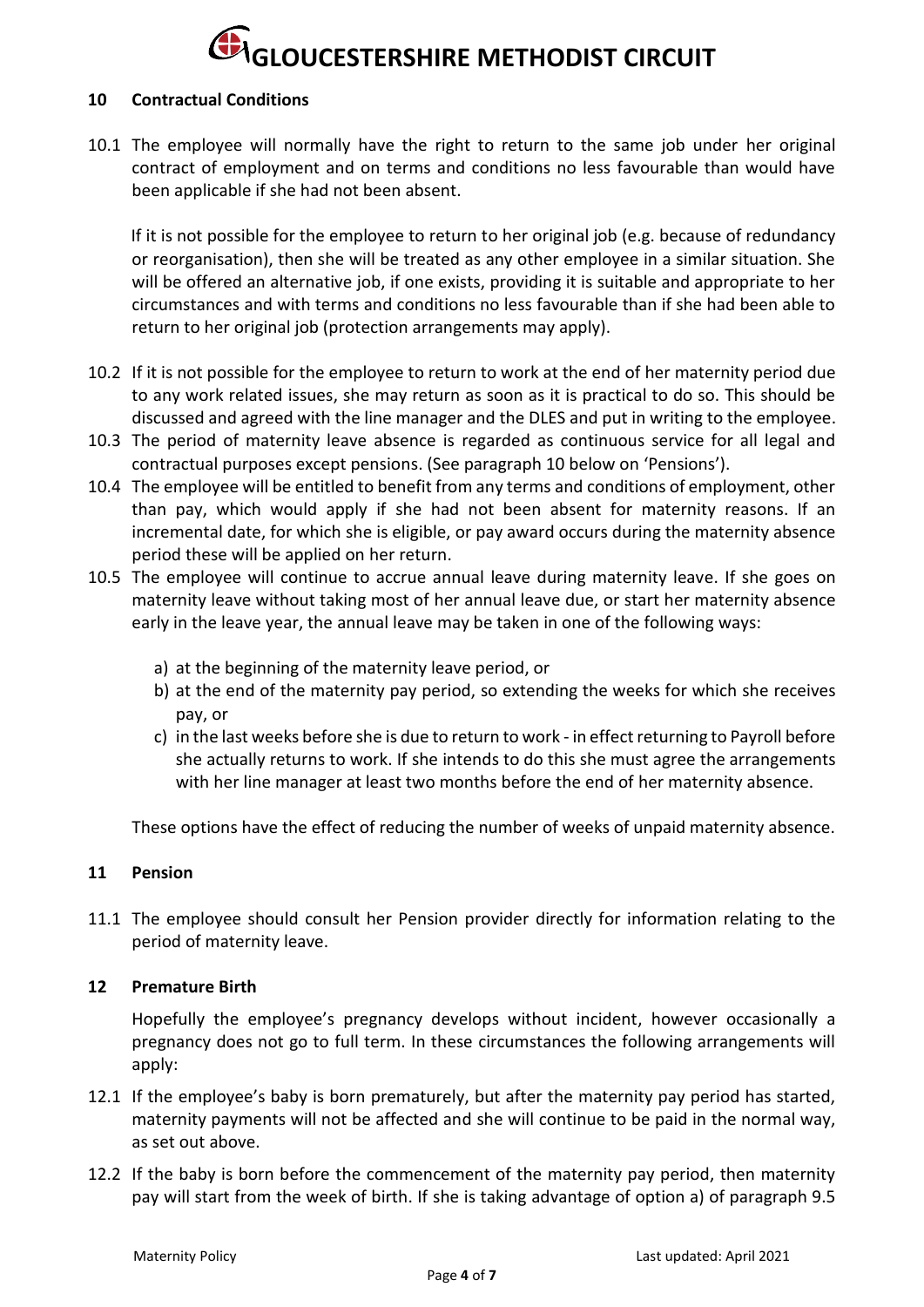## 10 Contractual Conditions

10.1 The employee will normally have the right to return to the same job under her original contract of employment and on terms and conditions no less favourable than would have been applicable if she had not been absent.

If it is not possible for the employee to return to her original job (e.g. because of redundancy or reorganisation), then she will be treated as any other employee in a similar situation. She will be offered an alternative job, if one exists, providing it is suitable and appropriate to her circumstances and with terms and conditions no less favourable than if she had been able to return to her original job (protection arrangements may apply).

10.2 If it is not possible for the employee to return to work at the end of her maternity period due to any work related issues, she may return as soon as it is practical to do so. This should be discussed and agreed with the line manager and the DLES and put in writing to the employee.

10.3 The period of maternity leave absence is regarded as continuous service for all legal and contractual purposes except pensions. (See paragraph 10 below on 'Pensions').

10.4 The employee will be entitled to benefit from any terms and conditions of employment, other than pay, which would apply if she had not been absent for maternity reasons. If an incremental date, for which she is eligible, or pay award occurs during the maternity absence period these will be applied on her return.

10.5 The employee will continue to accrue annual leave during maternity leave. If she goes on maternity leave without taking most of her annual leave due, or start her maternity absence early in the leave year, the annual leave may be taken in one of the following ways:

a) at the beginning of the maternity leave period, or
b) at the end of the maternity pay period, so extending the weeks for which she receives pay, or
c) in the last weeks before she is due to return to work - in effect returning to Payroll before she actually returns to work. If she intends to do this she must agree the arrangements with her line manager at least two months before the end of her maternity absence.

These options have the effect of reducing the number of weeks of unpaid maternity absence.

## 11 Pension

11.1 The employee should consult her Pension provider directly for information relating to the period of maternity leave.

## 12 Premature Birth

Hopefully the employee's pregnancy develops without incident, however occasionally a pregnancy does not go to full term. In these circumstances the following arrangements will apply:

12.1 If the employee's baby is born prematurely, but after the maternity pay period has started, maternity payments will not be affected and she will continue to be paid in the normal way, as set out above.

12.2 If the baby is born before the commencement of the maternity pay period, then maternity pay will start from the week of birth. If she is taking advantage of option a) of paragraph 9.5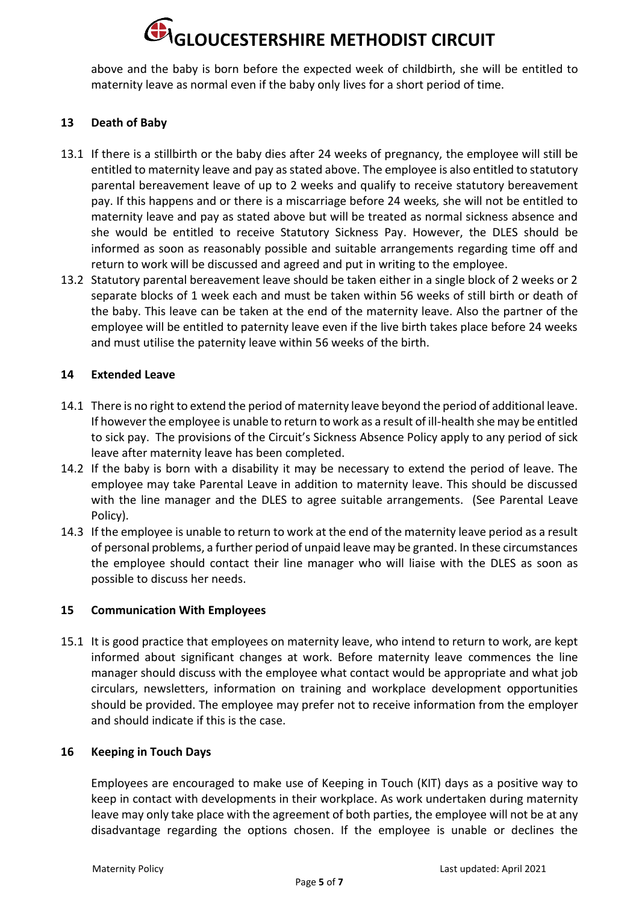above and the baby is born before the expected week of childbirth, she will be entitled to maternity leave as normal even if the baby only lives for a short period of time.

## 13 Death of Baby

13.1 If there is a stillbirth or the baby dies after 24 weeks of pregnancy, the employee will still be entitled to maternity leave and pay as stated above. The employee is also entitled to statutory parental bereavement leave of up to 2 weeks and qualify to receive statutory bereavement pay. If this happens and or there is a miscarriage before 24 weeks, she will not be entitled to maternity leave and pay as stated above but will be treated as normal sickness absence and she would be entitled to receive Statutory Sickness Pay. However, the DLES should be informed as soon as reasonably possible and suitable arrangements regarding time off and return to work will be discussed and agreed and put in writing to the employee.

13.2 Statutory parental bereavement leave should be taken either in a single block of 2 weeks or 2 separate blocks of 1 week each and must be taken within 56 weeks of still birth or death of the baby. This leave can be taken at the end of the maternity leave. Also the partner of the employee will be entitled to paternity leave even if the live birth takes place before 24 weeks and must utilise the paternity leave within 56 weeks of the birth.

## 14 Extended Leave

14.1 There is no right to extend the period of maternity leave beyond the period of additional leave. If however the employee is unable to return to work as a result of ill-health she may be entitled to sick pay. The provisions of the Circuit's Sickness Absence Policy apply to any period of sick leave after maternity leave has been completed.

14.2 If the baby is born with a disability it may be necessary to extend the period of leave. The employee may take Parental Leave in addition to maternity leave. This should be discussed with the line manager and the DLES to agree suitable arrangements. (See Parental Leave Policy).

14.3 If the employee is unable to return to work at the end of the maternity leave period as a result of personal problems, a further period of unpaid leave may be granted. In these circumstances the employee should contact their line manager who will liaise with the DLES as soon as possible to discuss her needs.

## 15 Communication With Employees

15.1 It is good practice that employees on maternity leave, who intend to return to work, are kept informed about significant changes at work. Before maternity leave commences the line manager should discuss with the employee what contact would be appropriate and what job circulars, newsletters, information on training and workplace development opportunities should be provided. The employee may prefer not to receive information from the employer and should indicate if this is the case.

## 16 Keeping in Touch Days

Employees are encouraged to make use of Keeping in Touch (KIT) days as a positive way to keep in contact with developments in their workplace. As work undertaken during maternity leave may only take place with the agreement of both parties, the employee will not be at any disadvantage regarding the options chosen. If the employee is unable or declines the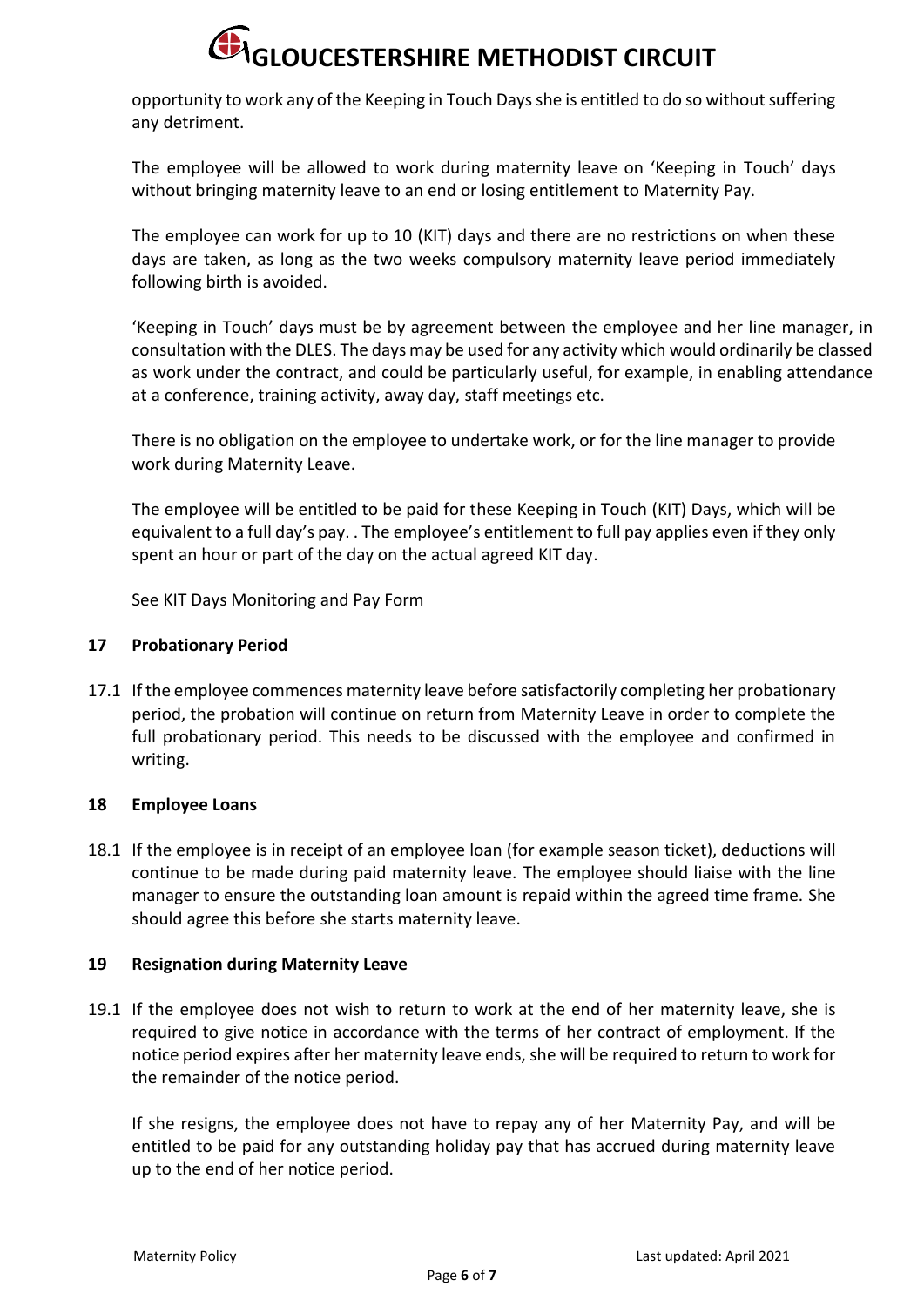opportunity to work any of the Keeping in Touch Days she is entitled to do so without suffering any detriment.

The employee will be allowed to work during maternity leave on 'Keeping in Touch' days without bringing maternity leave to an end or losing entitlement to Maternity Pay.

The employee can work for up to 10 (KIT) days and there are no restrictions on when these days are taken, as long as the two weeks compulsory maternity leave period immediately following birth is avoided.

'Keeping in Touch' days must be by agreement between the employee and her line manager, in consultation with the DLES. The days may be used for any activity which would ordinarily be classed as work under the contract, and could be particularly useful, for example, in enabling attendance at a conference, training activity, away day, staff meetings etc.

There is no obligation on the employee to undertake work, or for the line manager to provide work during Maternity Leave.

The employee will be entitled to be paid for these Keeping in Touch (KIT) Days, which will be equivalent to a full day's pay. . The employee's entitlement to full pay applies even if they only spent an hour or part of the day on the actual agreed KIT day.

See KIT Days Monitoring and Pay Form

## 17 Probationary Period

17.1 If the employee commences maternity leave before satisfactorily completing her probationary period, the probation will continue on return from Maternity Leave in order to complete the full probationary period. This needs to be discussed with the employee and confirmed in writing.

## 18 Employee Loans

18.1 If the employee is in receipt of an employee loan (for example season ticket), deductions will continue to be made during paid maternity leave. The employee should liaise with the line manager to ensure the outstanding loan amount is repaid within the agreed time frame. She should agree this before she starts maternity leave.

## 19 Resignation during Maternity Leave

19.1 If the employee does not wish to return to work at the end of her maternity leave, she is required to give notice in accordance with the terms of her contract of employment. If the notice period expires after her maternity leave ends, she will be required to return to work for the remainder of the notice period.

If she resigns, the employee does not have to repay any of her Maternity Pay, and will be entitled to be paid for any outstanding holiday pay that has accrued during maternity leave up to the end of her notice period.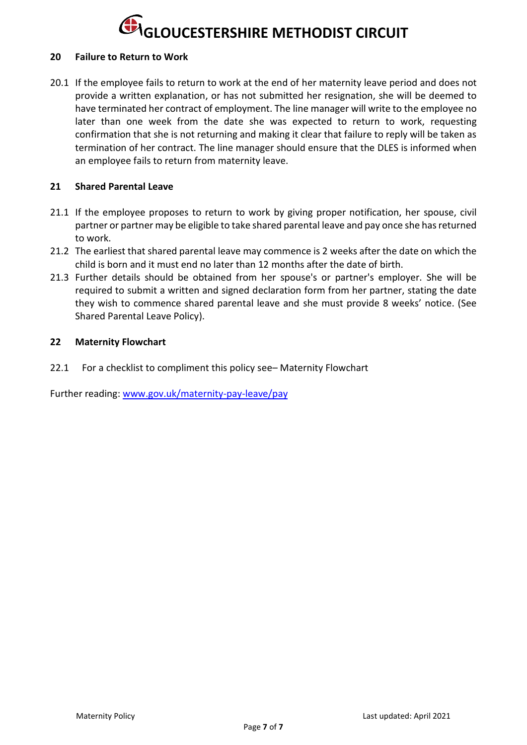## 20 Failure to Return to Work

20.1 If the employee fails to return to work at the end of her maternity leave period and does not provide a written explanation, or has not submitted her resignation, she will be deemed to have terminated her contract of employment. The line manager will write to the employee no later than one week from the date she was expected to return to work, requesting confirmation that she is not returning and making it clear that failure to reply will be taken as termination of her contract. The line manager should ensure that the DLES is informed when an employee fails to return from maternity leave.

## 21 Shared Parental Leave

21.1 If the employee proposes to return to work by giving proper notification, her spouse, civil partner or partner may be eligible to take shared parental leave and pay once she has returned to work.

21.2 The earliest that shared parental leave may commence is 2 weeks after the date on which the child is born and it must end no later than 12 months after the date of birth.

21.3 Further details should be obtained from her spouse's or partner's employer. She will be required to submit a written and signed declaration form from her partner, stating the date they wish to commence shared parental leave and she must provide 8 weeks' notice. (See Shared Parental Leave Policy).

## 22 Maternity Flowchart

22.1 For a checklist to compliment this policy see– Maternity Flowchart

Further reading: [www.gov.uk/maternity-pay-leave/pay](http://www.gov.uk/maternity-pay-leave/pay)